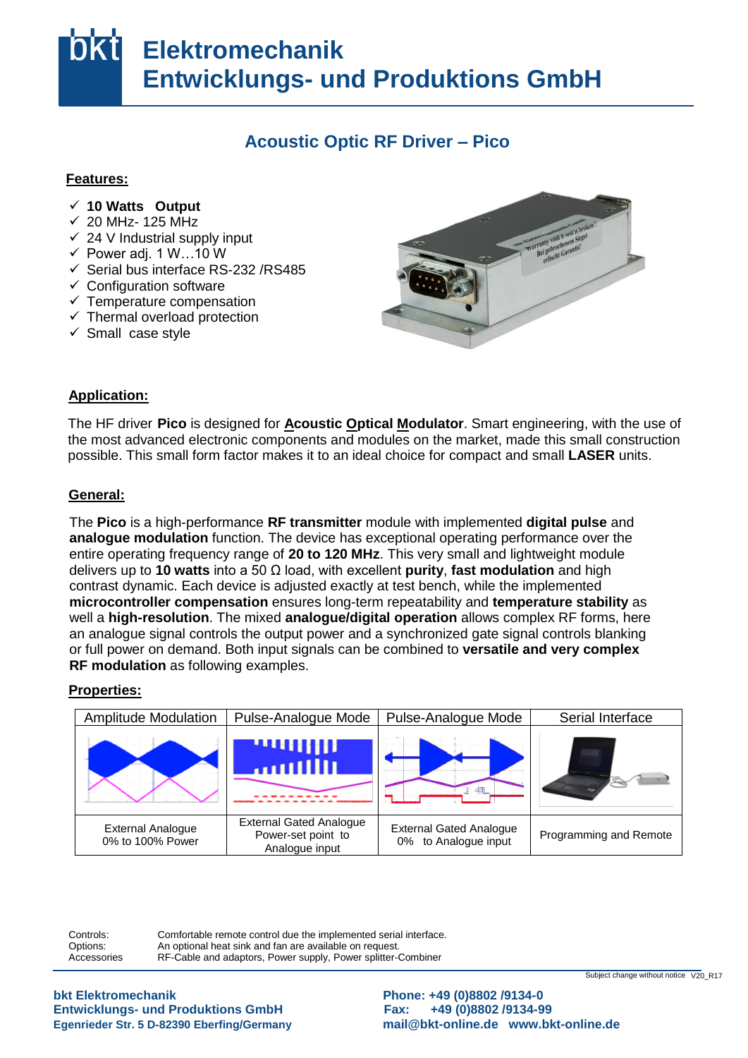# bkt Elektromechanik Entwicklungs- und Produktions GmbH

## Acoustic Optic RF Driver – Pico

### Features:

- ✓ **10 Watts Output**
- ✓ 20 MHz- 125 MHz
- ✓ 24 V Industrial supply input
- ✓ Power adj. 1 W…10 W
- ✓ Serial bus interface RS-232 /RS485
- ✓ Configuration software
- ✓ Temperature compensation
- ✓ Thermal overload protection
- ✓ Small case style

### Application:

The HF driver **Pico** is designed for **Acoustic Optical Modulator**. Smart engineering, with the use of the most advanced electronic components and modules on the market, made this small construction possible. This small form factor makes it to an ideal choice for compact and small **LASER** units.

### General:

The **Pico** is a high-performance **RF transmitter** module with implemented **digital pulse** and **analogue modulation** function. The device has exceptional operating performance over the entire operating frequency range of **20 to 120 MHz**. This very small and lightweight module delivers up to **10 watts** into a 50 Ω load, with excellent **purity**, **fast modulation** and high contrast dynamic. Each device is adjusted exactly at test bench, while the implemented **microcontroller compensation** ensures long-term repeatability and **temperature stability** as well a **high-resolution**. The mixed **analogue/digital operation** allows complex RF forms, here an analogue signal controls the output power and a synchronized gate signal controls blanking or full power on demand. Both input signals can be combined to **versatile and very complex RF modulation** as following examples.

### Properties:

| Amplitude Modulation | Pulse-Analogue Mode | Pulse-Analogue Mode | Serial Interface |
|---|---|---|---|
| | | | |
| External Analogue 0% to 100% Power | External Gated Analogue Power-set point to Analogue input | External Gated Analogue 0% to Analogue input | Programming and Remote |

| | |
|---|---|
| Controls: | Comfortable remote control due the implemented serial interface. |
| Options: | An optional heat sink and fan are available on request. |
| Accessories | RF-Cable and adaptors, Power supply, Power splitter-Combiner |

Subject change without notice V20_R17

**bkt Elektromechanik**
**Entwicklungs- und Produktions GmbH**
**Egenrieder Str. 5 D-82390 Eberfing/Germany**

**Phone: +49 (0)8802 /9134-0**
**Fax: +49 (0)8802 /9134-99**
**mail@bkt-online.de www.bkt-online.de**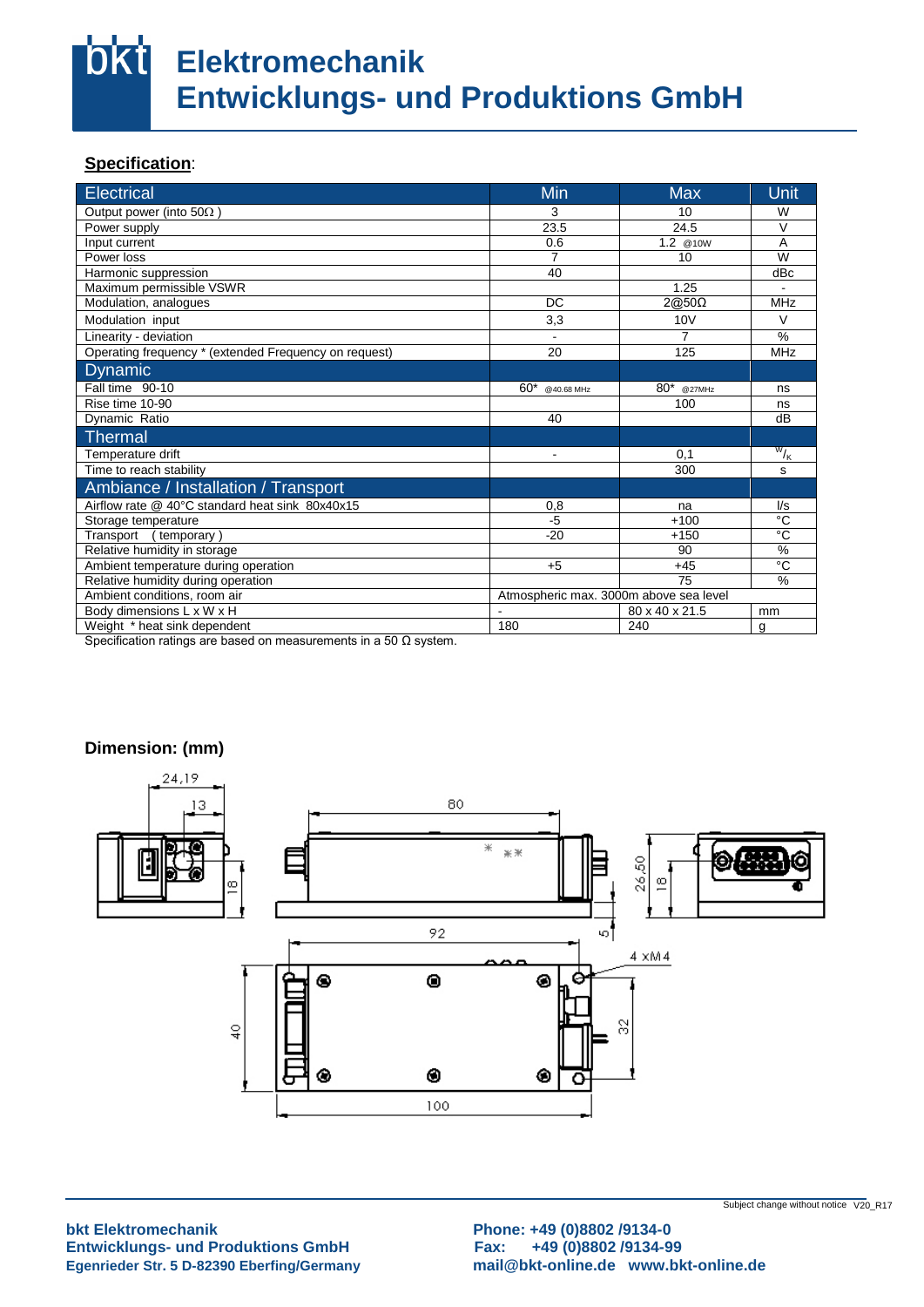## Specification:

| Electrical | Min | Max | Unit |
|---|---|---|---|
| Output power (into 50Ω ) | 3 | 10 | W |
| Power supply | 23.5 | 24.5 | V |
| Input current | 0.6 | 1.2 @10W | A |
| Power loss | 7 | 10 | W |
| Harmonic suppression | 40 | | dBc |
| Maximum permissible VSWR | | 1.25 | - |
| Modulation, analogues | DC | 2@50Ω | MHz |
| Modulation input | 3,3 | 10V | V |
| Linearity - deviation | - | 7 | % |
| Operating frequency * (extended Frequency on request) | 20 | 125 | MHz |
| **Dynamic** | | | |
| Fall time 90-10 | 60* @40.68 MHz | 80* @27MHz | ns |
| Rise time 10-90 | | 100 | ns |
| Dynamic Ratio | 40 | | dB |
| **Thermal** | | | |
| Temperature drift | - | 0,1 | W/K |
| Time to reach stability | | 300 | s |
| **Ambiance / Installation / Transport** | | | |
| Airflow rate @ 40°C standard heat sink 80x40x15 | 0,8 | na | l/s |
| Storage temperature | -5 | +100 | °C |
| Transport ( temporary ) | -20 | +150 | °C |
| Relative humidity in storage | | 90 | % |
| Ambient temperature during operation | +5 | +45 | °C |
| Relative humidity during operation | | 75 | % |
| Ambient conditions, room air | Atmospheric max. 3000m above sea level | | |
| Body dimensions L x W x H | - | 80 x 40 x 21.5 | mm |
| Weight * heat sink dependent | 180 | 240 | g |

Specification ratings are based on measurements in a 50 Ω system.

### Dimension: (mm)

24,19
13
18
80
26,50
18
5
92
4 xM4
40
32
100

Subject change without notice V20_R17

**bkt Elektromechanik**
**Entwicklungs- und Produktions GmbH**
**Egenrieder Str. 5 D-82390 Eberfing/Germany**

**Phone: +49 (0)8802 /9134-0**
**Fax: +49 (0)8802 /9134-99**
**mail@bkt-online.de www.bkt-online.de**